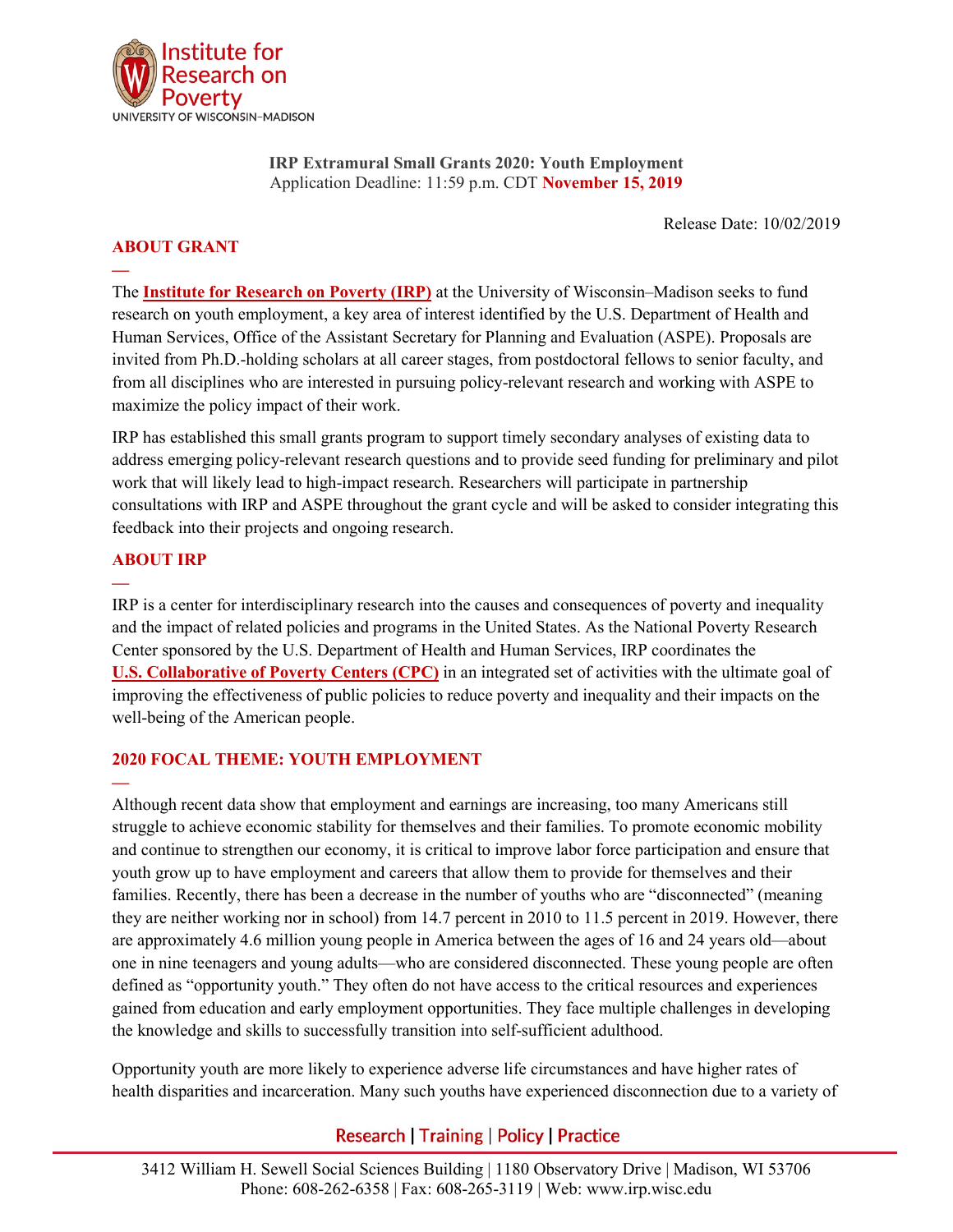**IRP Extramural Small Grants 2020: Youth Employment**
Application Deadline: 11:59 p.m. CDT **November 15, 2019**

Release Date: 10/02/2019

## ABOUT GRANT

The **Institute for Research on Poverty (IRP)** at the University of Wisconsin–Madison seeks to fund research on youth employment, a key area of interest identified by the U.S. Department of Health and Human Services, Office of the Assistant Secretary for Planning and Evaluation (ASPE). Proposals are invited from Ph.D.-holding scholars at all career stages, from postdoctoral fellows to senior faculty, and from all disciplines who are interested in pursuing policy-relevant research and working with ASPE to maximize the policy impact of their work.

IRP has established this small grants program to support timely secondary analyses of existing data to address emerging policy-relevant research questions and to provide seed funding for preliminary and pilot work that will likely lead to high-impact research. Researchers will participate in partnership consultations with IRP and ASPE throughout the grant cycle and will be asked to consider integrating this feedback into their projects and ongoing research.

## ABOUT IRP

IRP is a center for interdisciplinary research into the causes and consequences of poverty and inequality and the impact of related policies and programs in the United States. As the National Poverty Research Center sponsored by the U.S. Department of Health and Human Services, IRP coordinates the **U.S. Collaborative of Poverty Centers (CPC)** in an integrated set of activities with the ultimate goal of improving the effectiveness of public policies to reduce poverty and inequality and their impacts on the well-being of the American people.

## 2020 FOCAL THEME: YOUTH EMPLOYMENT

Although recent data show that employment and earnings are increasing, too many Americans still struggle to achieve economic stability for themselves and their families. To promote economic mobility and continue to strengthen our economy, it is critical to improve labor force participation and ensure that youth grow up to have employment and careers that allow them to provide for themselves and their families. Recently, there has been a decrease in the number of youths who are "disconnected" (meaning they are neither working nor in school) from 14.7 percent in 2010 to 11.5 percent in 2019. However, there are approximately 4.6 million young people in America between the ages of 16 and 24 years old—about one in nine teenagers and young adults—who are considered disconnected. These young people are often defined as "opportunity youth." They often do not have access to the critical resources and experiences gained from education and early employment opportunities. They face multiple challenges in developing the knowledge and skills to successfully transition into self-sufficient adulthood.

Opportunity youth are more likely to experience adverse life circumstances and have higher rates of health disparities and incarceration. Many such youths have experienced disconnection due to a variety of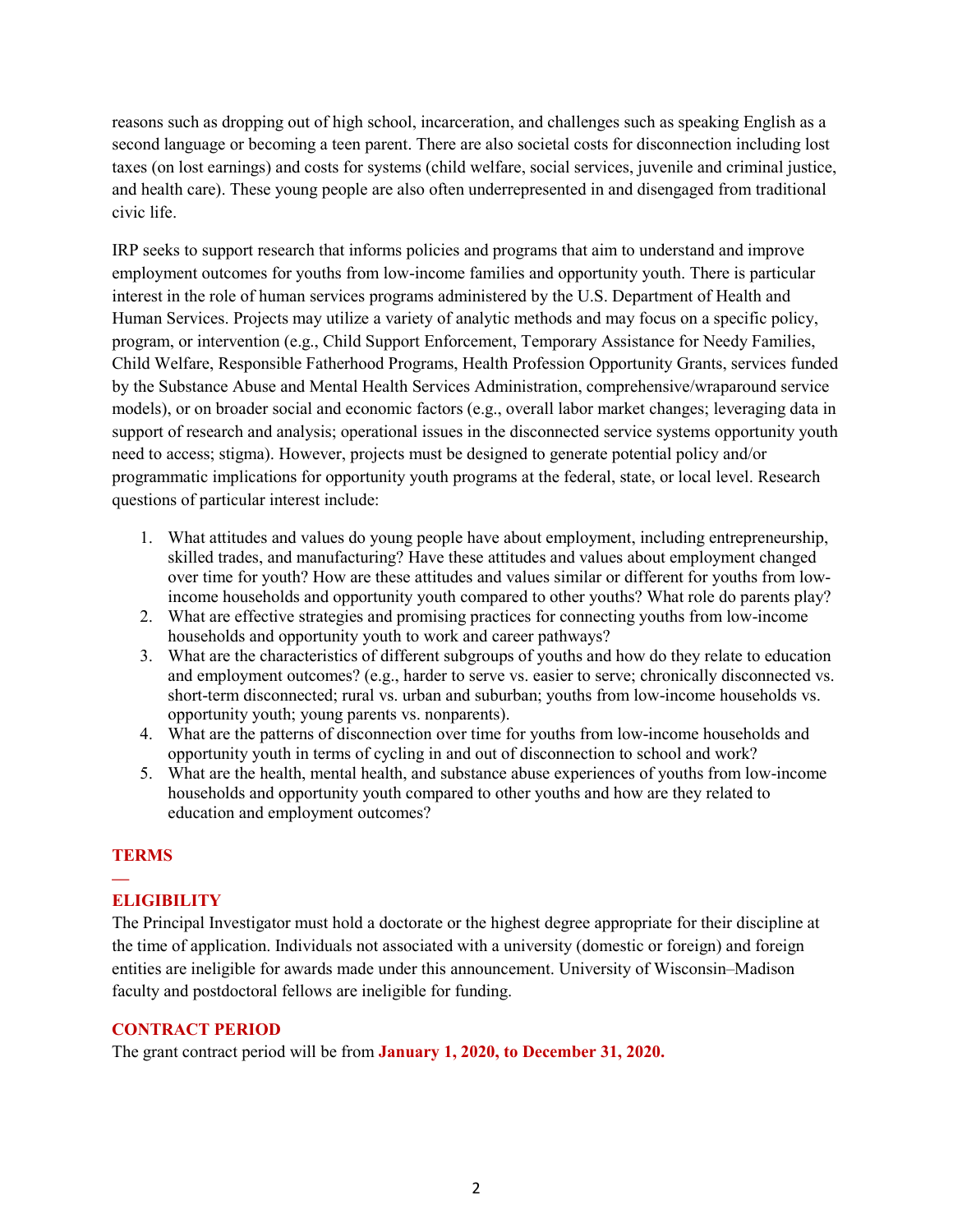reasons such as dropping out of high school, incarceration, and challenges such as speaking English as a second language or becoming a teen parent. There are also societal costs for disconnection including lost taxes (on lost earnings) and costs for systems (child welfare, social services, juvenile and criminal justice, and health care). These young people are also often underrepresented in and disengaged from traditional civic life.

IRP seeks to support research that informs policies and programs that aim to understand and improve employment outcomes for youths from low-income families and opportunity youth. There is particular interest in the role of human services programs administered by the U.S. Department of Health and Human Services. Projects may utilize a variety of analytic methods and may focus on a specific policy, program, or intervention (e.g., Child Support Enforcement, Temporary Assistance for Needy Families, Child Welfare, Responsible Fatherhood Programs, Health Profession Opportunity Grants, services funded by the Substance Abuse and Mental Health Services Administration, comprehensive/wraparound service models), or on broader social and economic factors (e.g., overall labor market changes; leveraging data in support of research and analysis; operational issues in the disconnected service systems opportunity youth need to access; stigma). However, projects must be designed to generate potential policy and/or programmatic implications for opportunity youth programs at the federal, state, or local level. Research questions of particular interest include:

1. What attitudes and values do young people have about employment, including entrepreneurship, skilled trades, and manufacturing? Have these attitudes and values about employment changed over time for youth? How are these attitudes and values similar or different for youths from low-income households and opportunity youth compared to other youths? What role do parents play?
2. What are effective strategies and promising practices for connecting youths from low-income households and opportunity youth to work and career pathways?
3. What are the characteristics of different subgroups of youths and how do they relate to education and employment outcomes? (e.g., harder to serve vs. easier to serve; chronically disconnected vs. short-term disconnected; rural vs. urban and suburban; youths from low-income households vs. opportunity youth; young parents vs. nonparents).
4. What are the patterns of disconnection over time for youths from low-income households and opportunity youth in terms of cycling in and out of disconnection to school and work?
5. What are the health, mental health, and substance abuse experiences of youths from low-income households and opportunity youth compared to other youths and how are they related to education and employment outcomes?

## TERMS

—

## ELIGIBILITY

The Principal Investigator must hold a doctorate or the highest degree appropriate for their discipline at the time of application. Individuals not associated with a university (domestic or foreign) and foreign entities are ineligible for awards made under this announcement. University of Wisconsin–Madison faculty and postdoctoral fellows are ineligible for funding.

## CONTRACT PERIOD

The grant contract period will be from **January 1, 2020, to December 31, 2020.**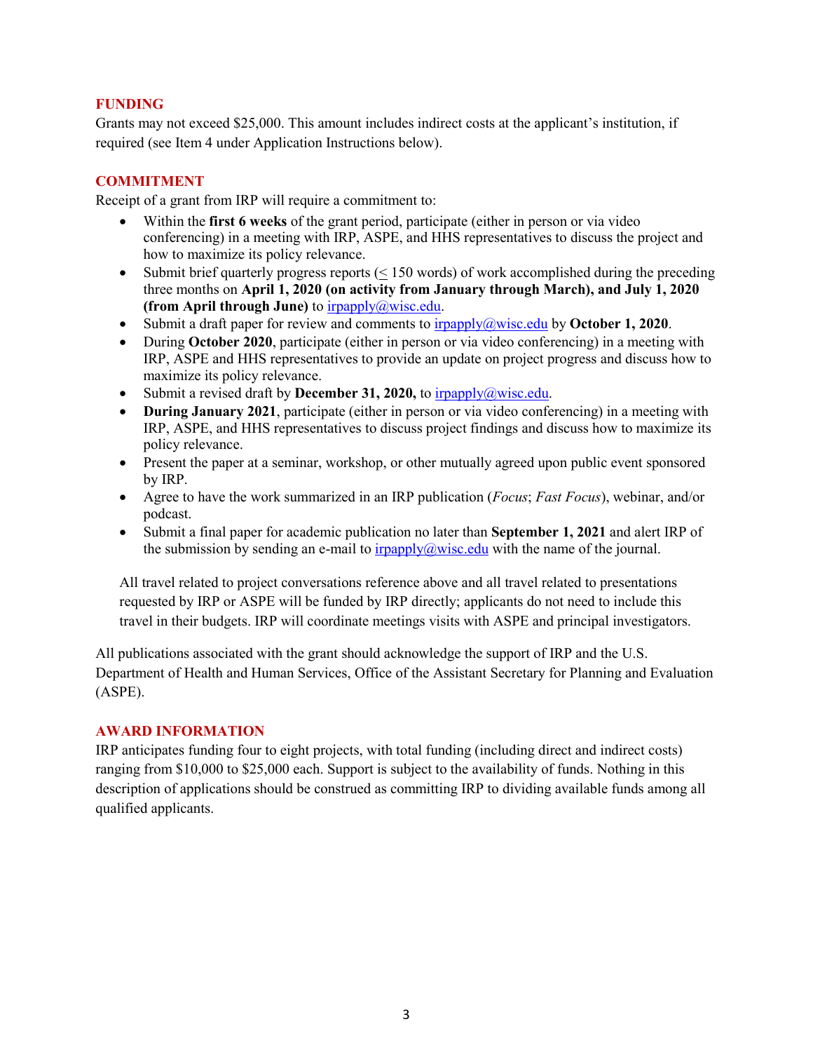## FUNDING

Grants may not exceed $25,000. This amount includes indirect costs at the applicant's institution, if required (see Item 4 under Application Instructions below).

## COMMITMENT

Receipt of a grant from IRP will require a commitment to:

- Within the **first 6 weeks** of the grant period, participate (either in person or via video conferencing) in a meeting with IRP, ASPE, and HHS representatives to discuss the project and how to maximize its policy relevance.
- Submit brief quarterly progress reports (≤ 150 words) of work accomplished during the preceding three months on **April 1, 2020 (on activity from January through March), and July 1, 2020 (from April through June)** to irpapply@wisc.edu.
- Submit a draft paper for review and comments to irpapply@wisc.edu by **October 1, 2020**.
- During **October 2020**, participate (either in person or via video conferencing) in a meeting with IRP, ASPE and HHS representatives to provide an update on project progress and discuss how to maximize its policy relevance.
- Submit a revised draft by **December 31, 2020,** to irpapply@wisc.edu.
- **During January 2021**, participate (either in person or via video conferencing) in a meeting with IRP, ASPE, and HHS representatives to discuss project findings and discuss how to maximize its policy relevance.
- Present the paper at a seminar, workshop, or other mutually agreed upon public event sponsored by IRP.
- Agree to have the work summarized in an IRP publication (*Focus*; *Fast Focus*), webinar, and/or podcast.
- Submit a final paper for academic publication no later than **September 1, 2021** and alert IRP of the submission by sending an e-mail to irpapply@wisc.edu with the name of the journal.

All travel related to project conversations reference above and all travel related to presentations requested by IRP or ASPE will be funded by IRP directly; applicants do not need to include this travel in their budgets. IRP will coordinate meetings visits with ASPE and principal investigators.

All publications associated with the grant should acknowledge the support of IRP and the U.S. Department of Health and Human Services, Office of the Assistant Secretary for Planning and Evaluation (ASPE).

## AWARD INFORMATION

IRP anticipates funding four to eight projects, with total funding (including direct and indirect costs) ranging from $10,000 to $25,000 each. Support is subject to the availability of funds. Nothing in this description of applications should be construed as committing IRP to dividing available funds among all qualified applicants.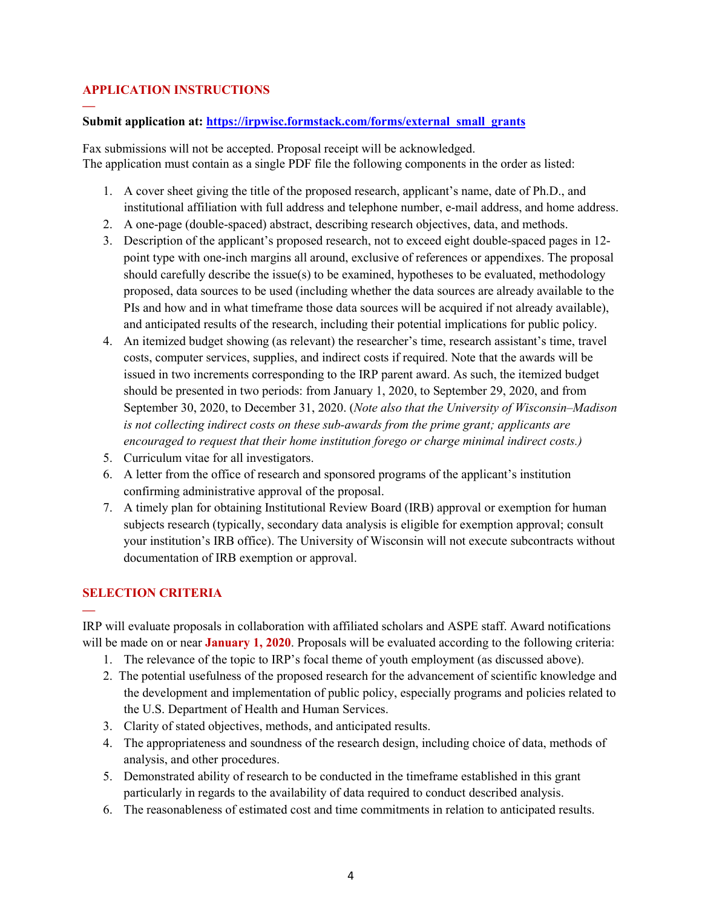## APPLICATION INSTRUCTIONS

**Submit application at: [https://irpwisc.formstack.com/forms/external_small_grants](https://irpwisc.formstack.com/forms/external_small_grants)**

Fax submissions will not be accepted. Proposal receipt will be acknowledged.
The application must contain as a single PDF file the following components in the order as listed:

1. A cover sheet giving the title of the proposed research, applicant's name, date of Ph.D., and institutional affiliation with full address and telephone number, e-mail address, and home address.
2. A one-page (double-spaced) abstract, describing research objectives, data, and methods.
3. Description of the applicant's proposed research, not to exceed eight double-spaced pages in 12-point type with one-inch margins all around, exclusive of references or appendixes. The proposal should carefully describe the issue(s) to be examined, hypotheses to be evaluated, methodology proposed, data sources to be used (including whether the data sources are already available to the PIs and how and in what timeframe those data sources will be acquired if not already available), and anticipated results of the research, including their potential implications for public policy.
4. An itemized budget showing (as relevant) the researcher's time, research assistant's time, travel costs, computer services, supplies, and indirect costs if required. Note that the awards will be issued in two increments corresponding to the IRP parent award. As such, the itemized budget should be presented in two periods: from January 1, 2020, to September 29, 2020, and from September 30, 2020, to December 31, 2020. (*Note also that the University of Wisconsin–Madison is not collecting indirect costs on these sub-awards from the prime grant; applicants are encouraged to request that their home institution forego or charge minimal indirect costs.)*
5. Curriculum vitae for all investigators.
6. A letter from the office of research and sponsored programs of the applicant's institution confirming administrative approval of the proposal.
7. A timely plan for obtaining Institutional Review Board (IRB) approval or exemption for human subjects research (typically, secondary data analysis is eligible for exemption approval; consult your institution's IRB office). The University of Wisconsin will not execute subcontracts without documentation of IRB exemption or approval.

## SELECTION CRITERIA

IRP will evaluate proposals in collaboration with affiliated scholars and ASPE staff. Award notifications will be made on or near **January 1, 2020**. Proposals will be evaluated according to the following criteria:

1. The relevance of the topic to IRP's focal theme of youth employment (as discussed above).
2. The potential usefulness of the proposed research for the advancement of scientific knowledge and the development and implementation of public policy, especially programs and policies related to the U.S. Department of Health and Human Services.
3. Clarity of stated objectives, methods, and anticipated results.
4. The appropriateness and soundness of the research design, including choice of data, methods of analysis, and other procedures.
5. Demonstrated ability of research to be conducted in the timeframe established in this grant particularly in regards to the availability of data required to conduct described analysis.
6. The reasonableness of estimated cost and time commitments in relation to anticipated results.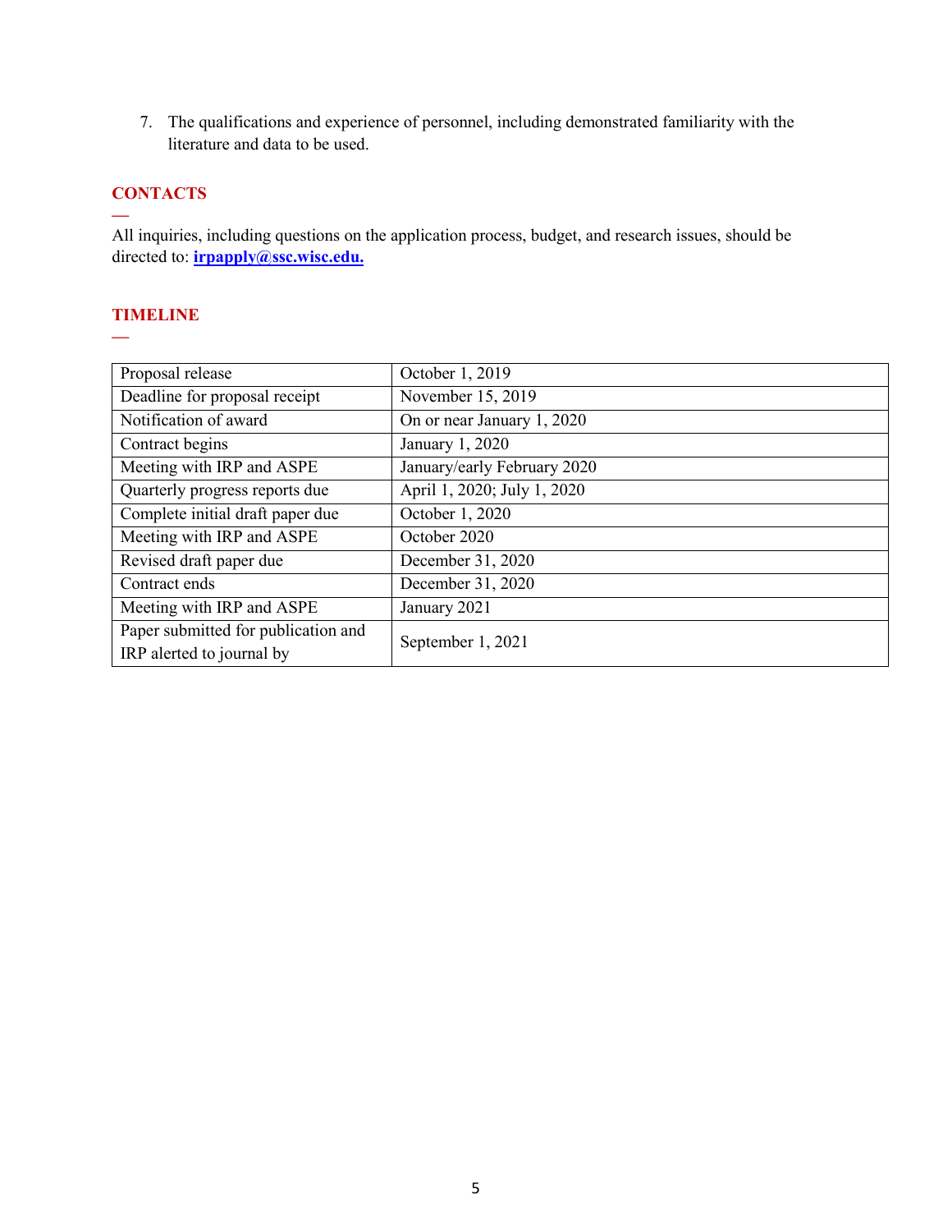7. The qualifications and experience of personnel, including demonstrated familiarity with the literature and data to be used.

## CONTACTS

All inquiries, including questions on the application process, budget, and research issues, should be directed to: **irpapply@ssc.wisc.edu.**

## TIMELINE

| | |
|---|---|
| Proposal release | October 1, 2019 |
| Deadline for proposal receipt | November 15, 2019 |
| Notification of award | On or near January 1, 2020 |
| Contract begins | January 1, 2020 |
| Meeting with IRP and ASPE | January/early February 2020 |
| Quarterly progress reports due | April 1, 2020; July 1, 2020 |
| Complete initial draft paper due | October 1, 2020 |
| Meeting with IRP and ASPE | October 2020 |
| Revised draft paper due | December 31, 2020 |
| Contract ends | December 31, 2020 |
| Meeting with IRP and ASPE | January 2021 |
| Paper submitted for publication and IRP alerted to journal by | September 1, 2021 |